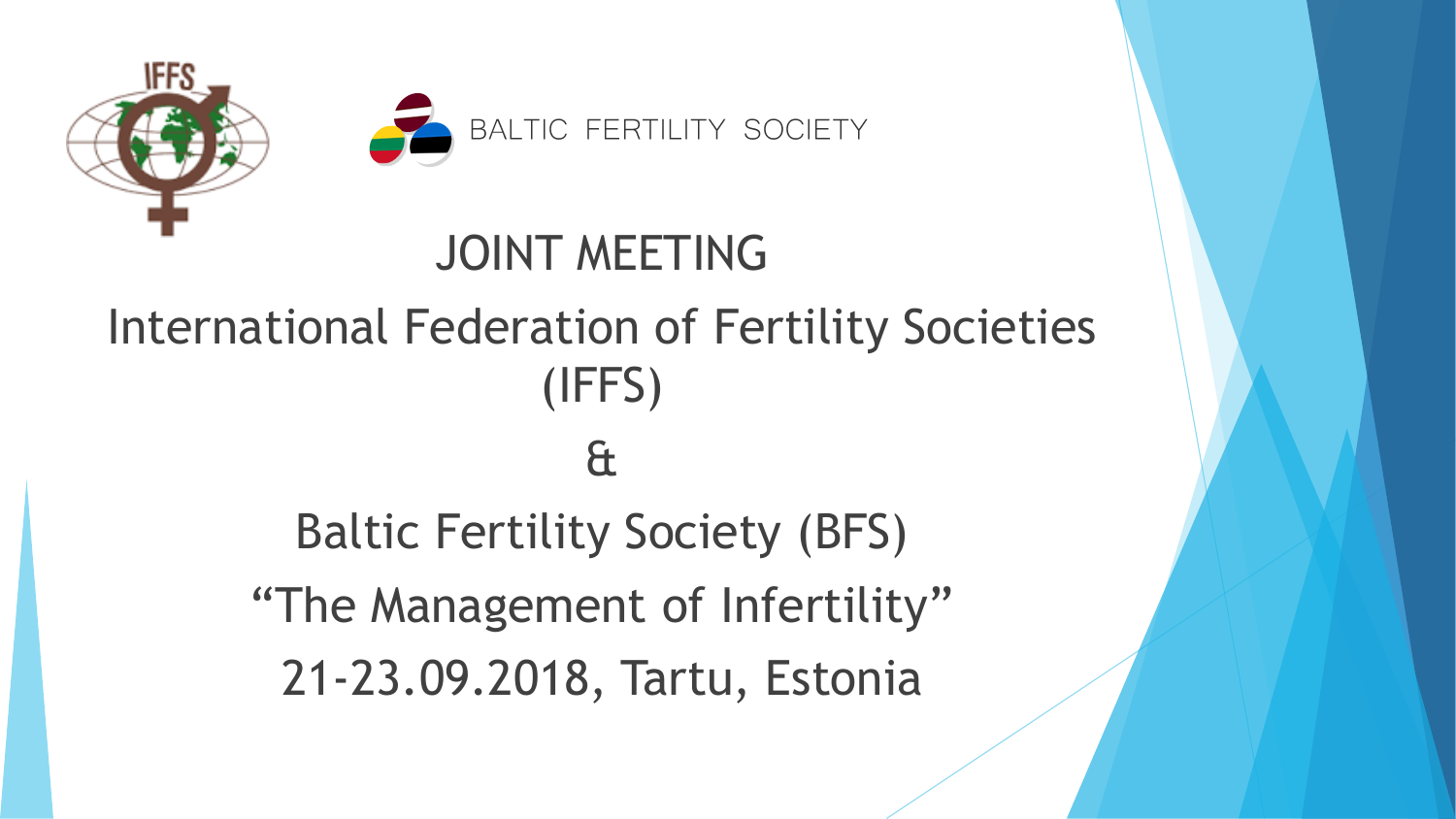IFFS

BALTIC FERTILITY SOCIETY

# JOINT MEETING

## International Federation of Fertility Societies (IFFS)

## &

## Baltic Fertility Society (BFS)

## “The Management of Infertility”

## 21-23.09.2018, Tartu, Estonia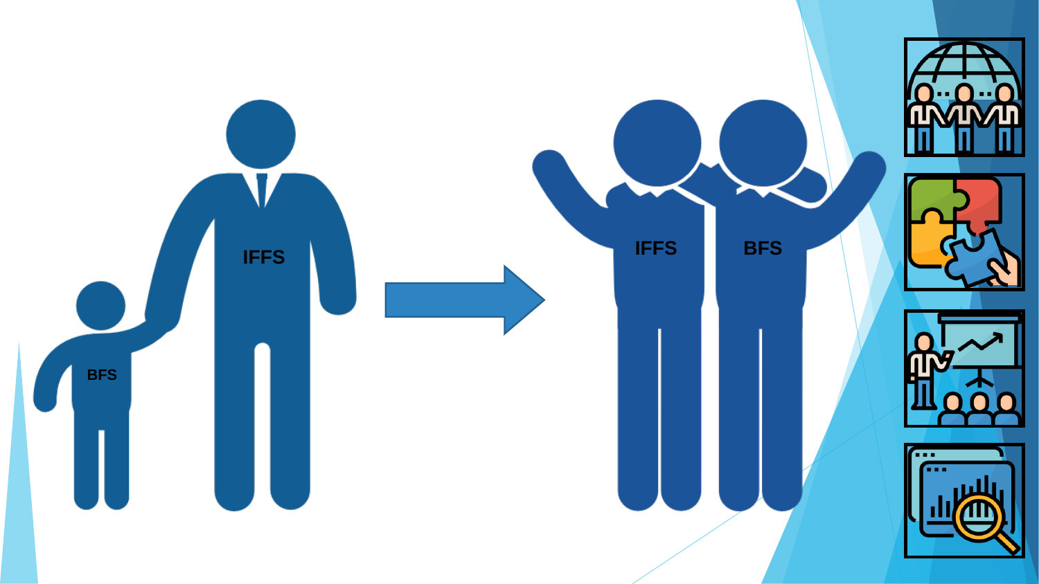BFS

IFFS

IFFS

BFS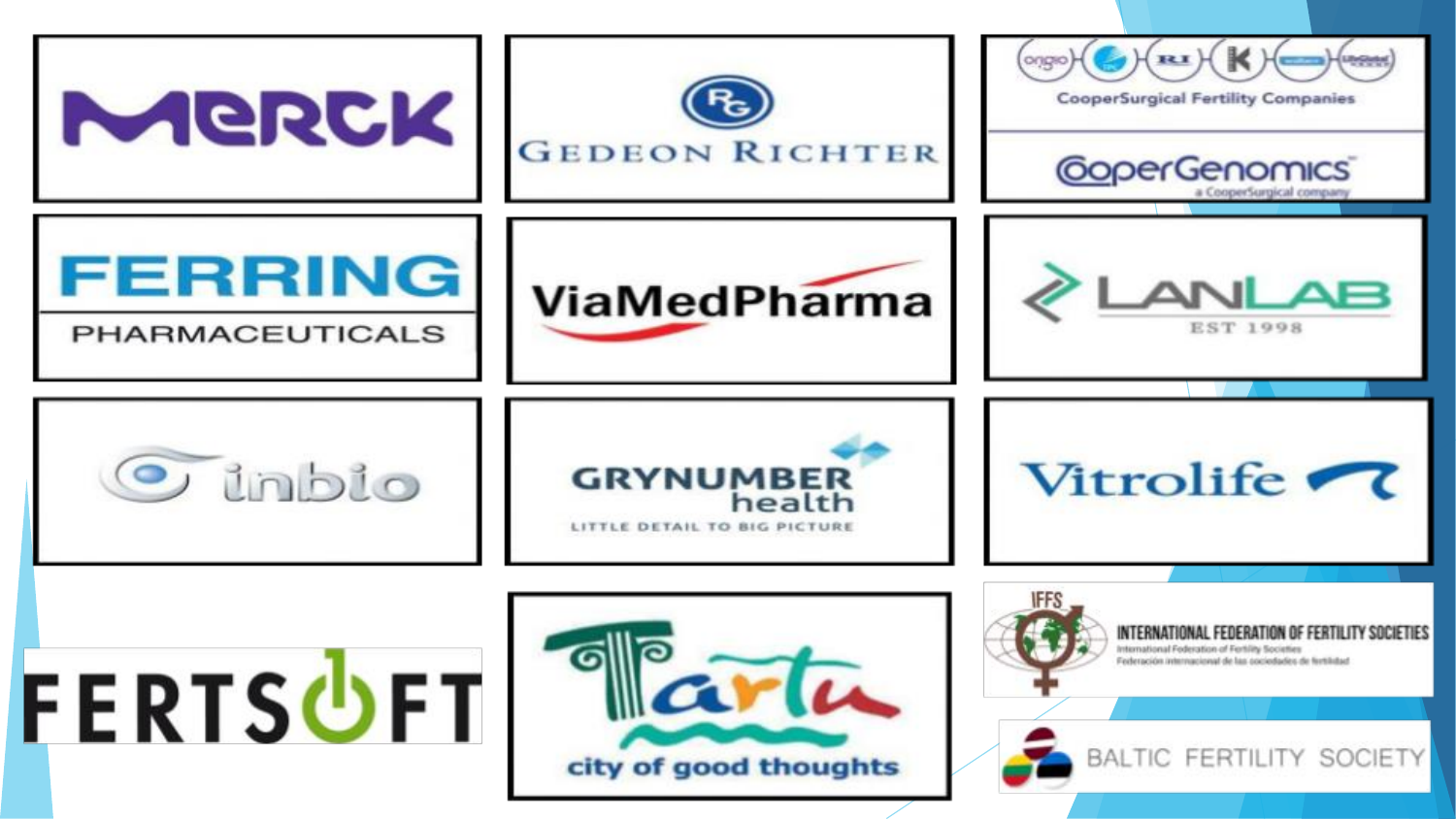MERCK

GEDEON RICHTER

CooperSurgical Fertility Companies

CooperGenomics
a CooperSurgical company

FERRING
PHARMACEUTICALS

ViaMedPharma

LANLAB
EST 1998

inbio

GRYNUMBER
health
LITTLE DETAIL TO BIG PICTURE

Vitrolife

FERTSOFT

Tartu
city of good thoughts

IFFS
INTERNATIONAL FEDERATION OF FERTILITY SOCIETIES
International Federation of Fertility Societies
Federación internacional de las sociedades de fertilidad

BALTIC FERTILITY SOCIETY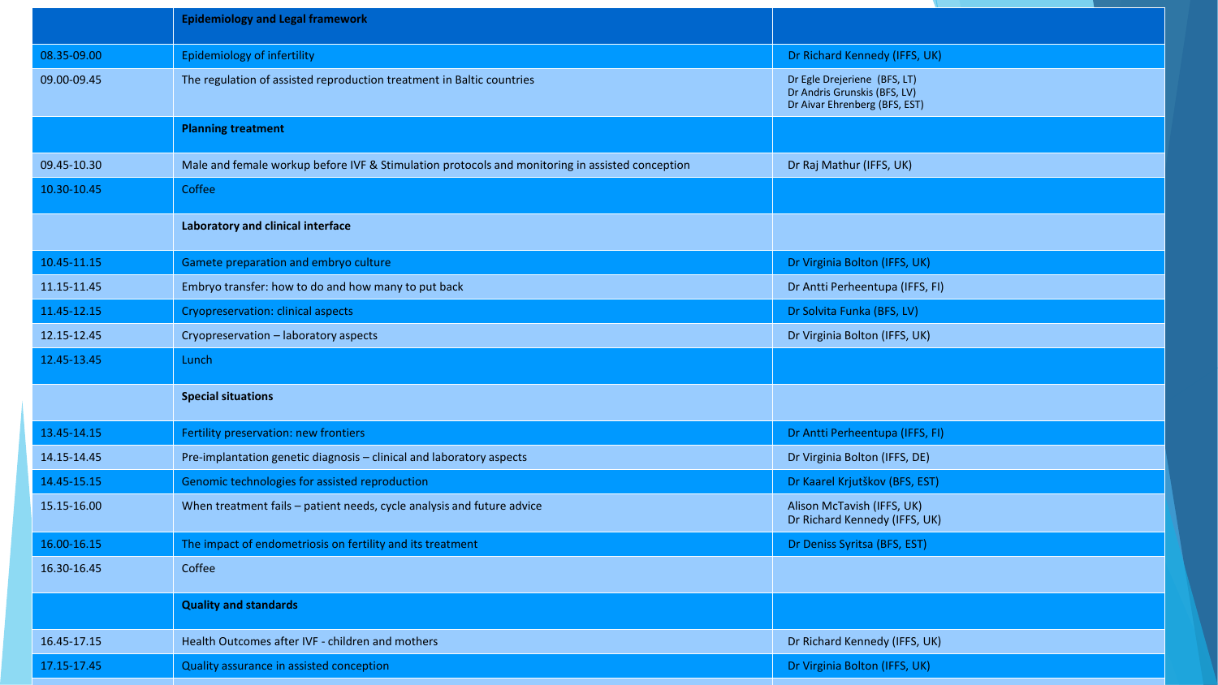| | | |
|---|---|---|
| | **Epidemiology and Legal framework** | |
| 08.35-09.00 | Epidemiology of infertility | Dr Richard Kennedy (IFFS, UK) |
| 09.00-09.45 | The regulation of assisted reproduction treatment in Baltic countries | Dr Egle Drejeriene (BFS, LT)<br>Dr Andris Grunskis (BFS, LV)<br>Dr Aivar Ehrenberg (BFS, EST) |
| | **Planning treatment** | |
| 09.45-10.30 | Male and female workup before IVF & Stimulation protocols and monitoring in assisted conception | Dr Raj Mathur (IFFS, UK) |
| 10.30-10.45 | Coffee | |
| | **Laboratory and clinical interface** | |
| 10.45-11.15 | Gamete preparation and embryo culture | Dr Virginia Bolton (IFFS, UK) |
| 11.15-11.45 | Embryo transfer: how to do and how many to put back | Dr Antti Perheentupa (IFFS, FI) |
| 11.45-12.15 | Cryopreservation: clinical aspects | Dr Solvita Funka (BFS, LV) |
| 12.15-12.45 | Cryopreservation – laboratory aspects | Dr Virginia Bolton (IFFS, UK) |
| 12.45-13.45 | Lunch | |
| | **Special situations** | |
| 13.45-14.15 | Fertility preservation: new frontiers | Dr Antti Perheentupa (IFFS, FI) |
| 14.15-14.45 | Pre-implantation genetic diagnosis – clinical and laboratory aspects | Dr Virginia Bolton (IFFS, DE) |
| 14.45-15.15 | Genomic technologies for assisted reproduction | Dr Kaarel Krjutškov (BFS, EST) |
| 15.15-16.00 | When treatment fails – patient needs, cycle analysis and future advice | Alison McTavish (IFFS, UK)<br>Dr Richard Kennedy (IFFS, UK) |
| 16.00-16.15 | The impact of endometriosis on fertility and its treatment | Dr Deniss Syritsa (BFS, EST) |
| 16.30-16.45 | Coffee | |
| | **Quality and standards** | |
| 16.45-17.15 | Health Outcomes after IVF - children and mothers | Dr Richard Kennedy (IFFS, UK) |
| 17.15-17.45 | Quality assurance in assisted conception | Dr Virginia Bolton (IFFS, UK) |